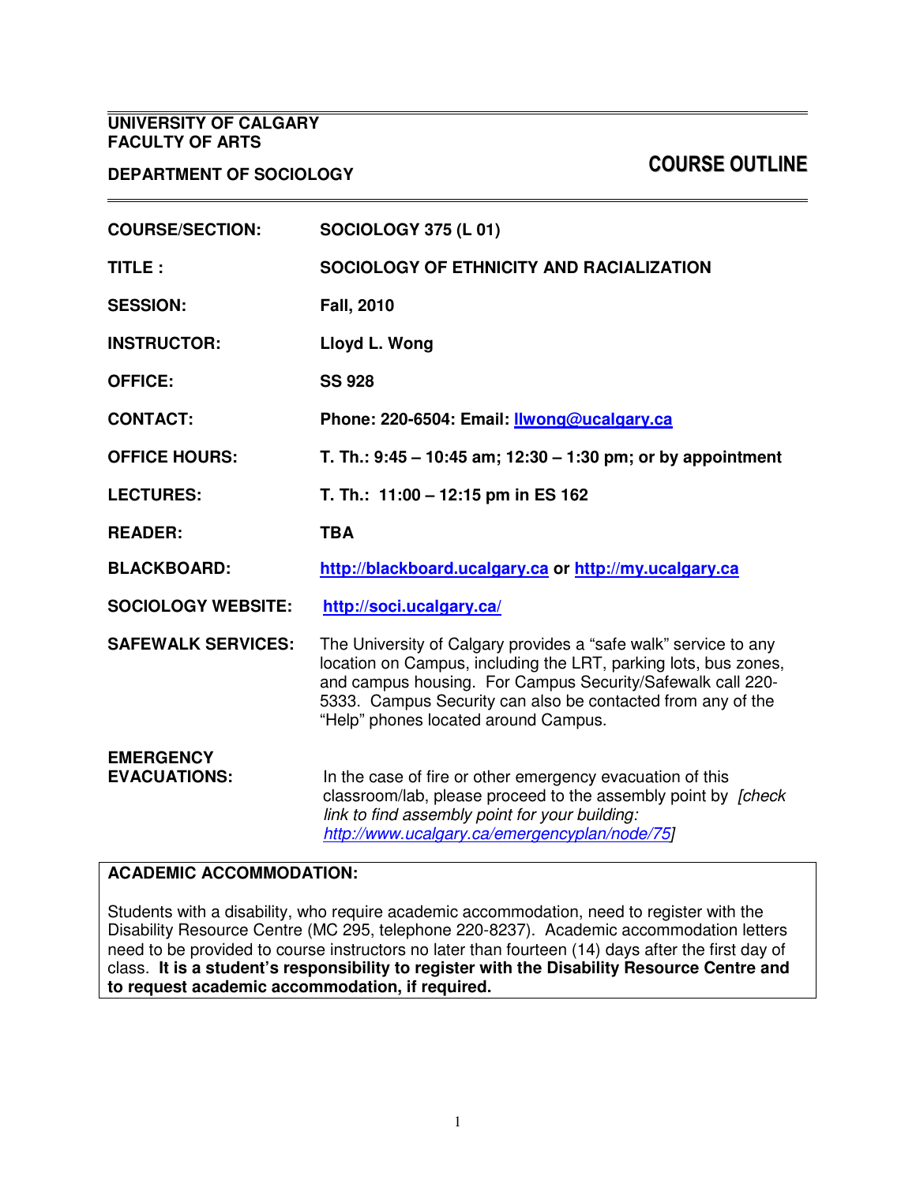**UNIVERSITY OF CALGARY**
**FACULTY OF ARTS**

**DEPARTMENT OF SOCIOLOGY**

# COURSE OUTLINE

| | |
|---|---|
| **COURSE/SECTION:** | **SOCIOLOGY 375 (L 01)** |
| **TITLE :** | **SOCIOLOGY OF ETHNICITY AND RACIALIZATION** |
| **SESSION:** | **Fall, 2010** |
| **INSTRUCTOR:** | **Lloyd L. Wong** |
| **OFFICE:** | **SS 928** |
| **CONTACT:** | **Phone: 220-6504: Email: [llwong@ucalgary.ca](mailto:llwong@ucalgary.ca)** |
| **OFFICE HOURS:** | **T. Th.: 9:45 – 10:45 am; 12:30 – 1:30 pm; or by appointment** |
| **LECTURES:** | **T. Th.: 11:00 – 12:15 pm in ES 162** |
| **READER:** | **TBA** |
| **BLACKBOARD:** | **[http://blackboard.ucalgary.ca](http://blackboard.ucalgary.ca) or [http://my.ucalgary.ca](http://my.ucalgary.ca)** |
| **SOCIOLOGY WEBSITE:** | **[http://soci.ucalgary.ca/](http://soci.ucalgary.ca/)** |
| **SAFEWALK SERVICES:** | The University of Calgary provides a "safe walk" service to any location on Campus, including the LRT, parking lots, bus zones, and campus housing. For Campus Security/Safewalk call 220-5333. Campus Security can also be contacted from any of the "Help" phones located around Campus. |
| **EMERGENCY EVACUATIONS:** | In the case of fire or other emergency evacuation of this classroom/lab, please proceed to the assembly point by *[check link to find assembly point for your building: [http://www.ucalgary.ca/emergencyplan/node/75](http://www.ucalgary.ca/emergencyplan/node/75)]* |

**ACADEMIC ACCOMMODATION:**

Students with a disability, who require academic accommodation, need to register with the Disability Resource Centre (MC 295, telephone 220-8237). Academic accommodation letters need to be provided to course instructors no later than fourteen (14) days after the first day of class. **It is a student's responsibility to register with the Disability Resource Centre and to request academic accommodation, if required.**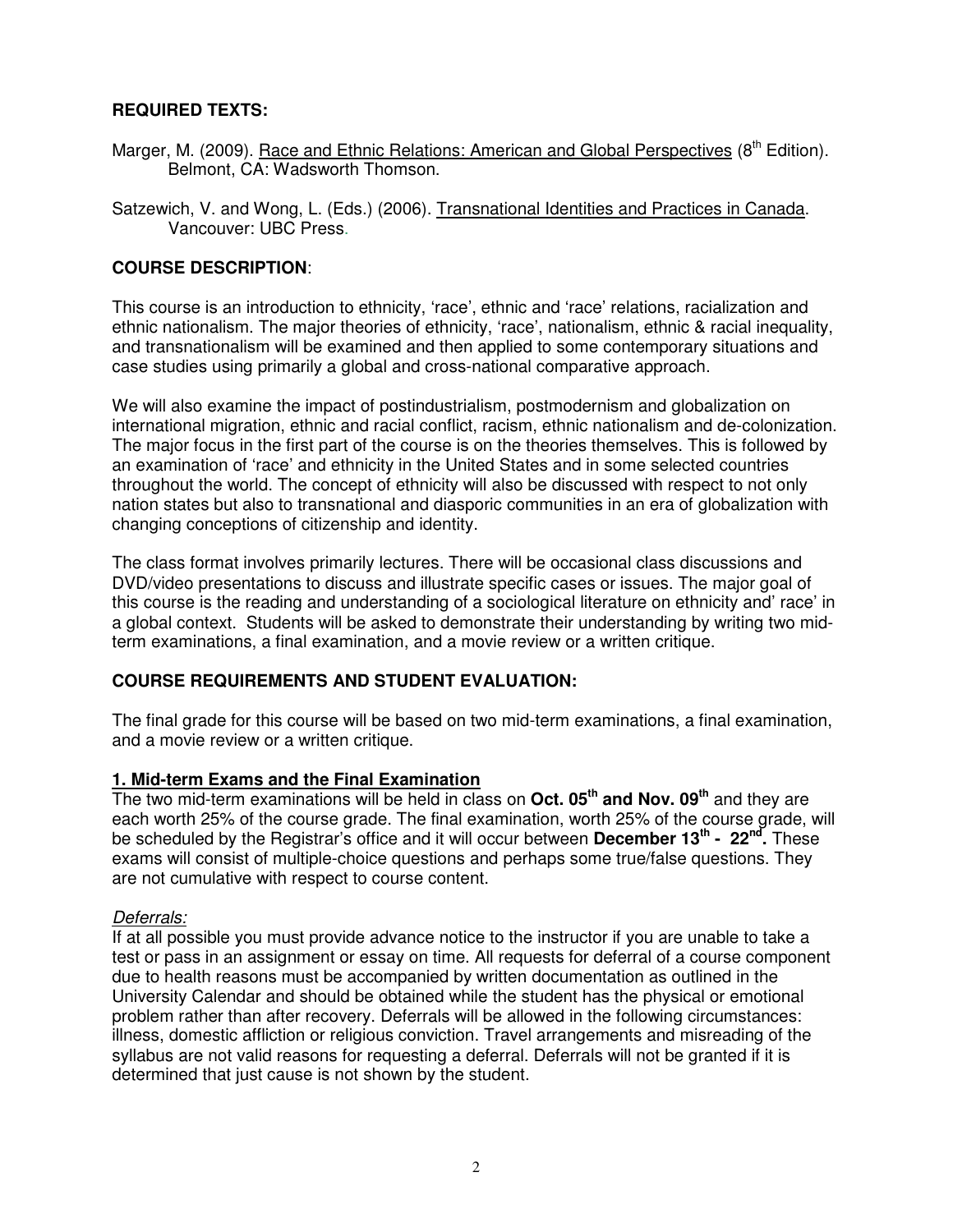## REQUIRED TEXTS:

Marger, M. (2009). Race and Ethnic Relations: American and Global Perspectives (8th Edition). Belmont, CA: Wadsworth Thomson.

Satzewich, V. and Wong, L. (Eds.) (2006). Transnational Identities and Practices in Canada. Vancouver: UBC Press.

## COURSE DESCRIPTION:

This course is an introduction to ethnicity, 'race', ethnic and 'race' relations, racialization and ethnic nationalism. The major theories of ethnicity, 'race', nationalism, ethnic & racial inequality, and transnationalism will be examined and then applied to some contemporary situations and case studies using primarily a global and cross-national comparative approach.

We will also examine the impact of postindustrialism, postmodernism and globalization on international migration, ethnic and racial conflict, racism, ethnic nationalism and de-colonization. The major focus in the first part of the course is on the theories themselves. This is followed by an examination of 'race' and ethnicity in the United States and in some selected countries throughout the world. The concept of ethnicity will also be discussed with respect to not only nation states but also to transnational and diasporic communities in an era of globalization with changing conceptions of citizenship and identity.

The class format involves primarily lectures. There will be occasional class discussions and DVD/video presentations to discuss and illustrate specific cases or issues. The major goal of this course is the reading and understanding of a sociological literature on ethnicity and' race' in a global context. Students will be asked to demonstrate their understanding by writing two mid-term examinations, a final examination, and a movie review or a written critique.

## COURSE REQUIREMENTS AND STUDENT EVALUATION:

The final grade for this course will be based on two mid-term examinations, a final examination, and a movie review or a written critique.

### 1. Mid-term Exams and the Final Examination

The two mid-term examinations will be held in class on **Oct. 05th and Nov. 09th** and they are each worth 25% of the course grade. The final examination, worth 25% of the course grade, will be scheduled by the Registrar's office and it will occur between **December 13th - 22nd.** These exams will consist of multiple-choice questions and perhaps some true/false questions. They are not cumulative with respect to course content.

*Deferrals:*

If at all possible you must provide advance notice to the instructor if you are unable to take a test or pass in an assignment or essay on time. All requests for deferral of a course component due to health reasons must be accompanied by written documentation as outlined in the University Calendar and should be obtained while the student has the physical or emotional problem rather than after recovery. Deferrals will be allowed in the following circumstances: illness, domestic affliction or religious conviction. Travel arrangements and misreading of the syllabus are not valid reasons for requesting a deferral. Deferrals will not be granted if it is determined that just cause is not shown by the student.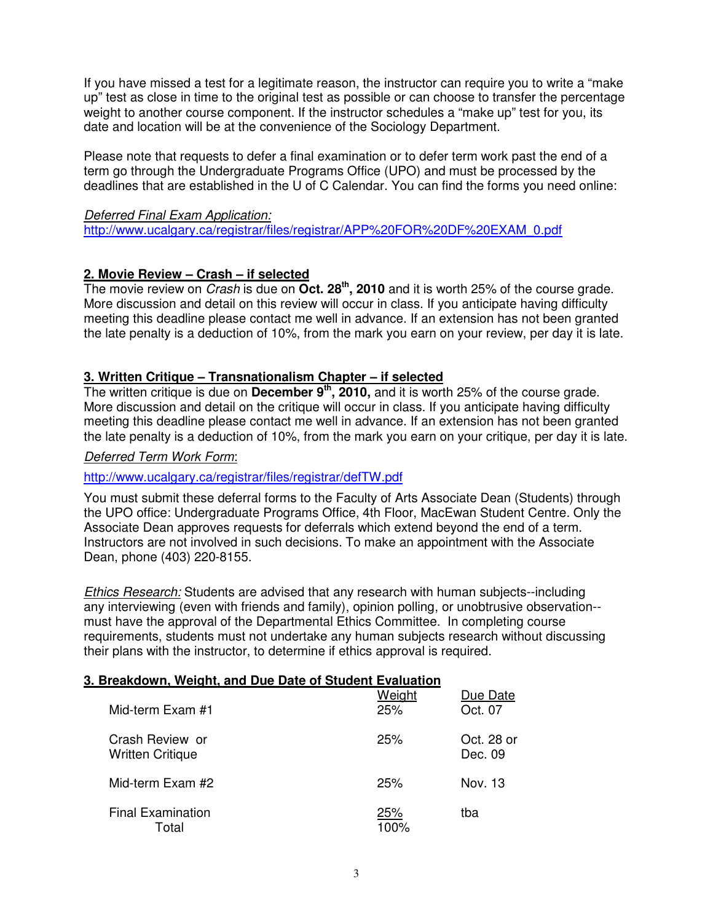If you have missed a test for a legitimate reason, the instructor can require you to write a "make up" test as close in time to the original test as possible or can choose to transfer the percentage weight to another course component. If the instructor schedules a "make up" test for you, its date and location will be at the convenience of the Sociology Department.

Please note that requests to defer a final examination or to defer term work past the end of a term go through the Undergraduate Programs Office (UPO) and must be processed by the deadlines that are established in the U of C Calendar. You can find the forms you need online:

*Deferred Final Exam Application:*
http://www.ucalgary.ca/registrar/files/registrar/APP%20FOR%20DF%20EXAM_0.pdf

**2. Movie Review – Crash – if selected**

The movie review on *Crash* is due on **Oct. 28th, 2010** and it is worth 25% of the course grade. More discussion and detail on this review will occur in class. If you anticipate having difficulty meeting this deadline please contact me well in advance. If an extension has not been granted the late penalty is a deduction of 10%, from the mark you earn on your review, per day it is late.

**3. Written Critique – Transnationalism Chapter – if selected**

The written critique is due on **December 9th, 2010,** and it is worth 25% of the course grade. More discussion and detail on the critique will occur in class. If you anticipate having difficulty meeting this deadline please contact me well in advance. If an extension has not been granted the late penalty is a deduction of 10%, from the mark you earn on your critique, per day it is late.

*Deferred Term Work Form*:

http://www.ucalgary.ca/registrar/files/registrar/defTW.pdf

You must submit these deferral forms to the Faculty of Arts Associate Dean (Students) through the UPO office: Undergraduate Programs Office, 4th Floor, MacEwan Student Centre. Only the Associate Dean approves requests for deferrals which extend beyond the end of a term. Instructors are not involved in such decisions. To make an appointment with the Associate Dean, phone (403) 220-8155.

*Ethics Research:* Students are advised that any research with human subjects--including any interviewing (even with friends and family), opinion polling, or unobtrusive observation--must have the approval of the Departmental Ethics Committee. In completing course requirements, students must not undertake any human subjects research without discussing their plans with the instructor, to determine if ethics approval is required.

**3. Breakdown, Weight, and Due Date of Student Evaluation**

| | Weight | Due Date |
|---|---|---|
| Mid-term Exam #1 | 25% | Oct. 07 |
| Crash Review or Written Critique | 25% | Oct. 28 or Dec. 09 |
| Mid-term Exam #2 | 25% | Nov. 13 |
| Final Examination | 25% | tba |
| Total | 100% | |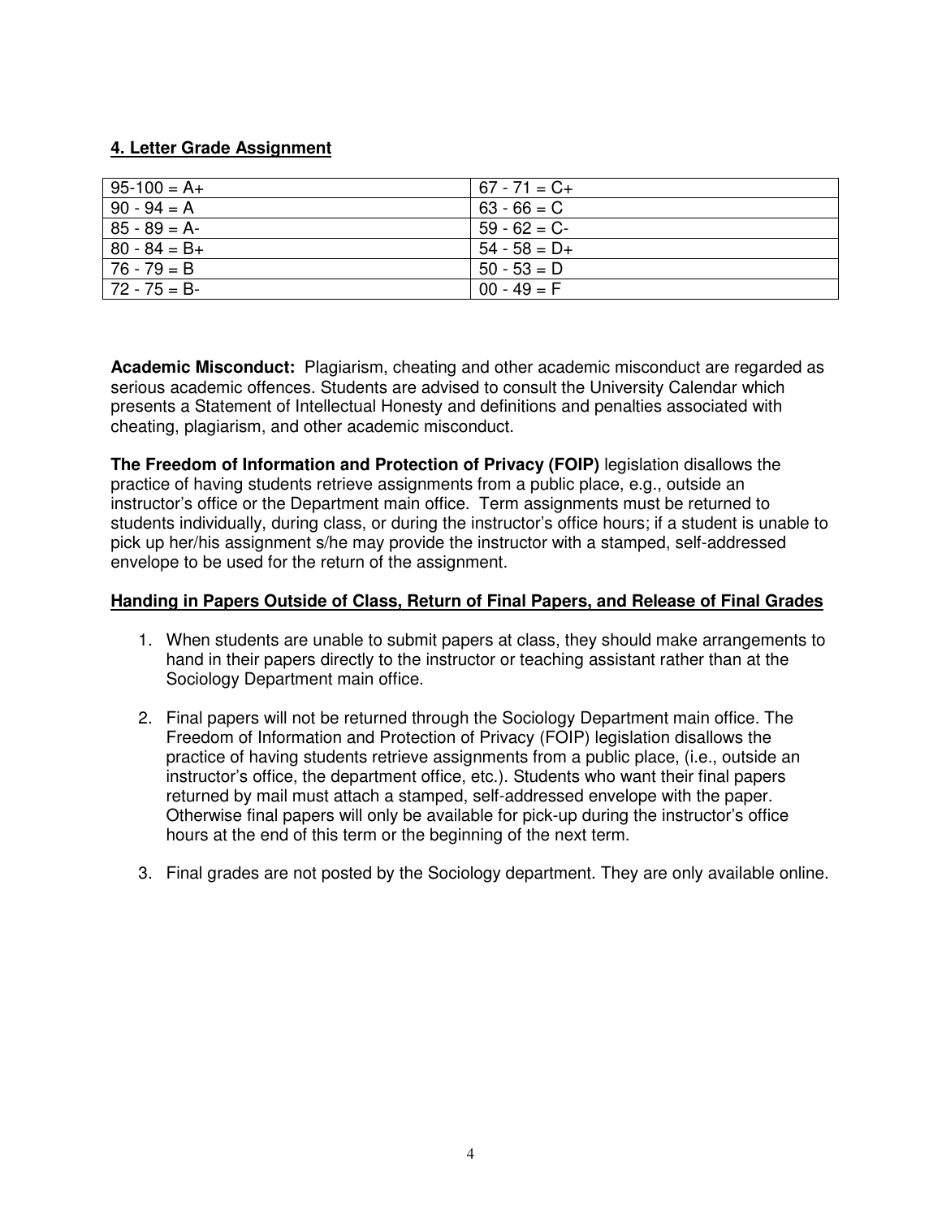## 4. Letter Grade Assignment

| | |
|---|---|
| 95-100 = A+ | 67 - 71 = C+ |
| 90 - 94 = A | 63 - 66 = C |
| 85 - 89 = A- | 59 - 62 = C- |
| 80 - 84 = B+ | 54 - 58 = D+ |
| 76 - 79 = B | 50 - 53 = D |
| 72 - 75 = B- | 00 - 49 = F |

**Academic Misconduct:** Plagiarism, cheating and other academic misconduct are regarded as serious academic offences. Students are advised to consult the University Calendar which presents a Statement of Intellectual Honesty and definitions and penalties associated with cheating, plagiarism, and other academic misconduct.

**The Freedom of Information and Protection of Privacy (FOIP)** legislation disallows the practice of having students retrieve assignments from a public place, e.g., outside an instructor's office or the Department main office. Term assignments must be returned to students individually, during class, or during the instructor's office hours; if a student is unable to pick up her/his assignment s/he may provide the instructor with a stamped, self-addressed envelope to be used for the return of the assignment.

**Handing in Papers Outside of Class, Return of Final Papers, and Release of Final Grades**

1. When students are unable to submit papers at class, they should make arrangements to hand in their papers directly to the instructor or teaching assistant rather than at the Sociology Department main office.

2. Final papers will not be returned through the Sociology Department main office. The Freedom of Information and Protection of Privacy (FOIP) legislation disallows the practice of having students retrieve assignments from a public place, (i.e., outside an instructor's office, the department office, etc.). Students who want their final papers returned by mail must attach a stamped, self-addressed envelope with the paper. Otherwise final papers will only be available for pick-up during the instructor's office hours at the end of this term or the beginning of the next term.

3. Final grades are not posted by the Sociology department. They are only available online.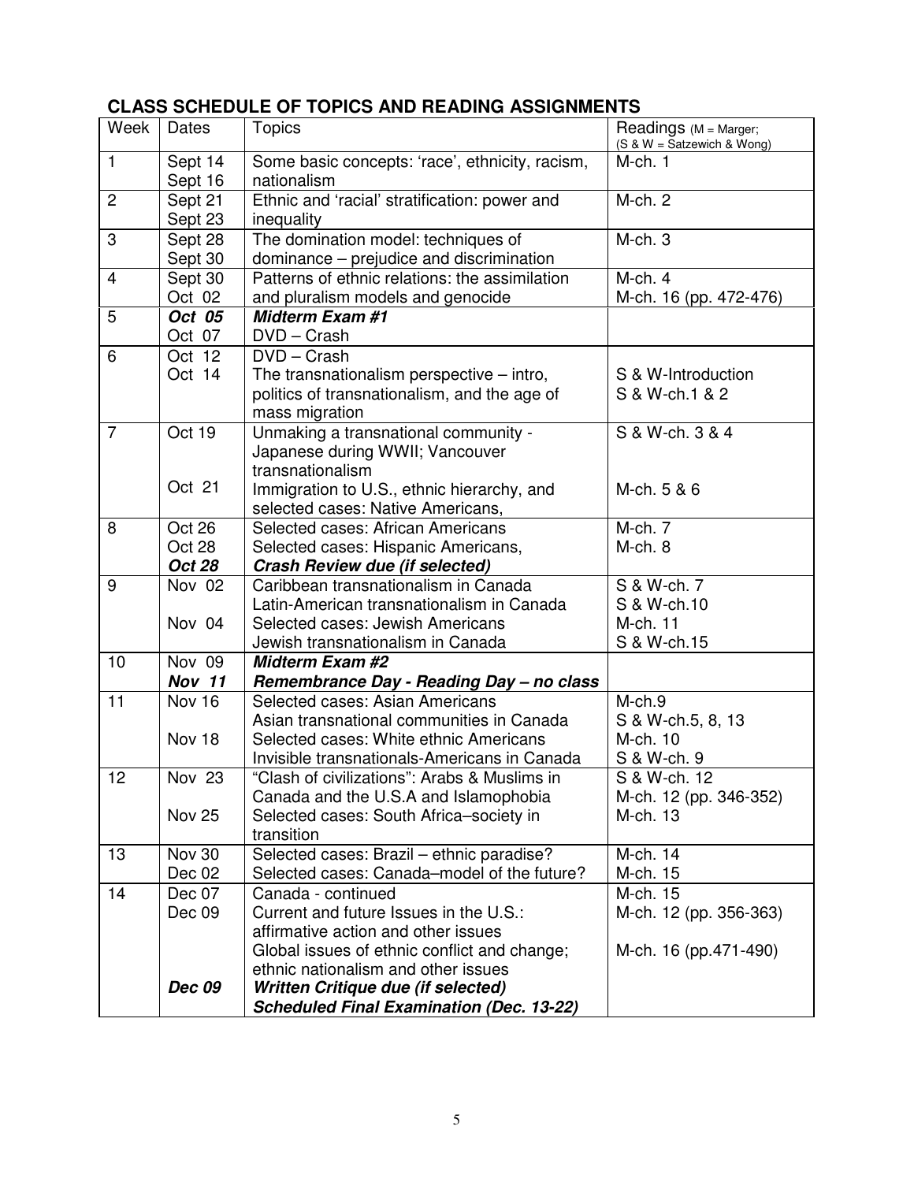## CLASS SCHEDULE OF TOPICS AND READING ASSIGNMENTS

| Week | Dates | Topics | Readings (M = Marger; (S & W = Satzewich & Wong) |
|---|---|---|---|
| 1 | Sept 14<br>Sept 16 | Some basic concepts: 'race', ethnicity, racism, nationalism | M-ch. 1 |
| 2 | Sept 21<br>Sept 23 | Ethnic and 'racial' stratification: power and inequality | M-ch. 2 |
| 3 | Sept 28<br>Sept 30 | The domination model: techniques of dominance – prejudice and discrimination | M-ch. 3 |
| 4 | Sept 30<br>Oct 02 | Patterns of ethnic relations: the assimilation and pluralism models and genocide | M-ch. 4<br>M-ch. 16 (pp. 472-476) |
| 5 | ***Oct 05***<br>Oct 07 | ***Midterm Exam #1***<br>DVD – Crash | |
| 6 | Oct 12<br>Oct 14 | DVD – Crash<br>The transnationalism perspective – intro, politics of transnationalism, and the age of mass migration | <br>S & W-Introduction<br>S & W-ch.1 & 2 |
| 7 | Oct 19<br><br>Oct 21 | Unmaking a transnational community - Japanese during WWII; Vancouver transnationalism<br>Immigration to U.S., ethnic hierarchy, and selected cases: Native Americans, | S & W-ch. 3 & 4<br><br>M-ch. 5 & 6 |
| 8 | Oct 26<br>Oct 28<br>***Oct 28*** | Selected cases: African Americans<br>Selected cases: Hispanic Americans,<br>***Crash Review due (if selected)*** | M-ch. 7<br>M-ch. 8 |
| 9 | Nov 02<br><br>Nov 04 | Caribbean transnationalism in Canada<br>Latin-American transnationalism in Canada<br>Selected cases: Jewish Americans<br>Jewish transnationalism in Canada | S & W-ch. 7<br>S & W-ch.10<br>M-ch. 11<br>S & W-ch.15 |
| 10 | Nov 09<br>***Nov 11*** | ***Midterm Exam #2***<br>***Remembrance Day - Reading Day – no class*** | |
| 11 | Nov 16<br><br>Nov 18 | Selected cases: Asian Americans<br>Asian transnational communities in Canada<br>Selected cases: White ethnic Americans<br>Invisible transnationals-Americans in Canada | M-ch.9<br>S & W-ch.5, 8, 13<br>M-ch. 10<br>S & W-ch. 9 |
| 12 | Nov 23<br><br>Nov 25 | "Clash of civilizations": Arabs & Muslims in Canada and the U.S.A and Islamophobia<br>Selected cases: South Africa–society in transition | S & W-ch. 12<br>M-ch. 12 (pp. 346-352)<br>M-ch. 13 |
| 13 | Nov 30<br>Dec 02 | Selected cases: Brazil – ethnic paradise?<br>Selected cases: Canada–model of the future? | M-ch. 14<br>M-ch. 15 |
| 14 | Dec 07<br>Dec 09<br><br><br><br>***Dec 09*** | Canada - continued<br>Current and future Issues in the U.S.: affirmative action and other issues<br>Global issues of ethnic conflict and change; ethnic nationalism and other issues<br>***Written Critique due (if selected)***<br>***Scheduled Final Examination (Dec. 13-22)*** | M-ch. 15<br>M-ch. 12 (pp. 356-363)<br><br>M-ch. 16 (pp.471-490) |